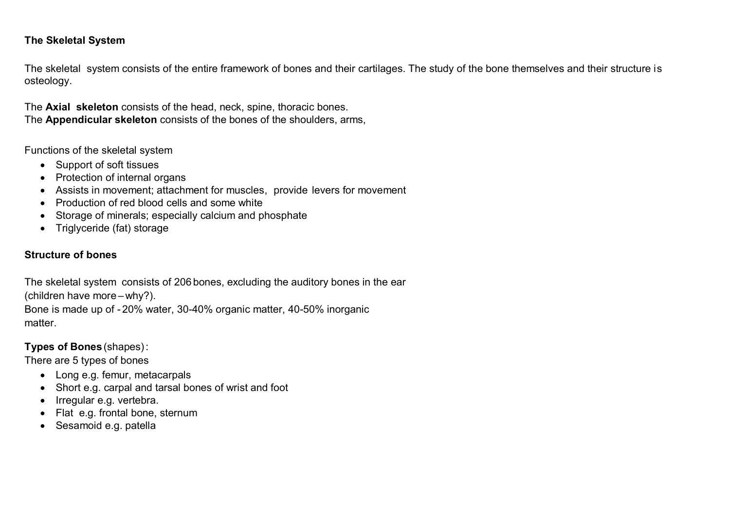**The Skeletal System**

The skeletal system consists of the entire framework of bones and their cartilages. The study of the bone themselves and their structure is osteology.

The **Axial skeleton** consists of the head, neck, spine, thoracic bones.
The **Appendicular skeleton** consists of the bones of the shoulders, arms,

Functions of the skeletal system

- Support of soft tissues
- Protection of internal organs
- Assists in movement; attachment for muscles, provide levers for movement
- Production of red blood cells and some white
- Storage of minerals; especially calcium and phosphate
- Triglyceride (fat) storage

**Structure of bones**

The skeletal system consists of 206 bones, excluding the auditory bones in the ear (children have more – why?).
Bone is made up of - 20% water, 30-40% organic matter, 40-50% inorganic matter.

**Types of Bones** (shapes):
There are 5 types of bones

- Long e.g. femur, metacarpals
- Short e.g. carpal and tarsal bones of wrist and foot
- Irregular e.g. vertebra.
- Flat e.g. frontal bone, sternum
- Sesamoid e.g. patella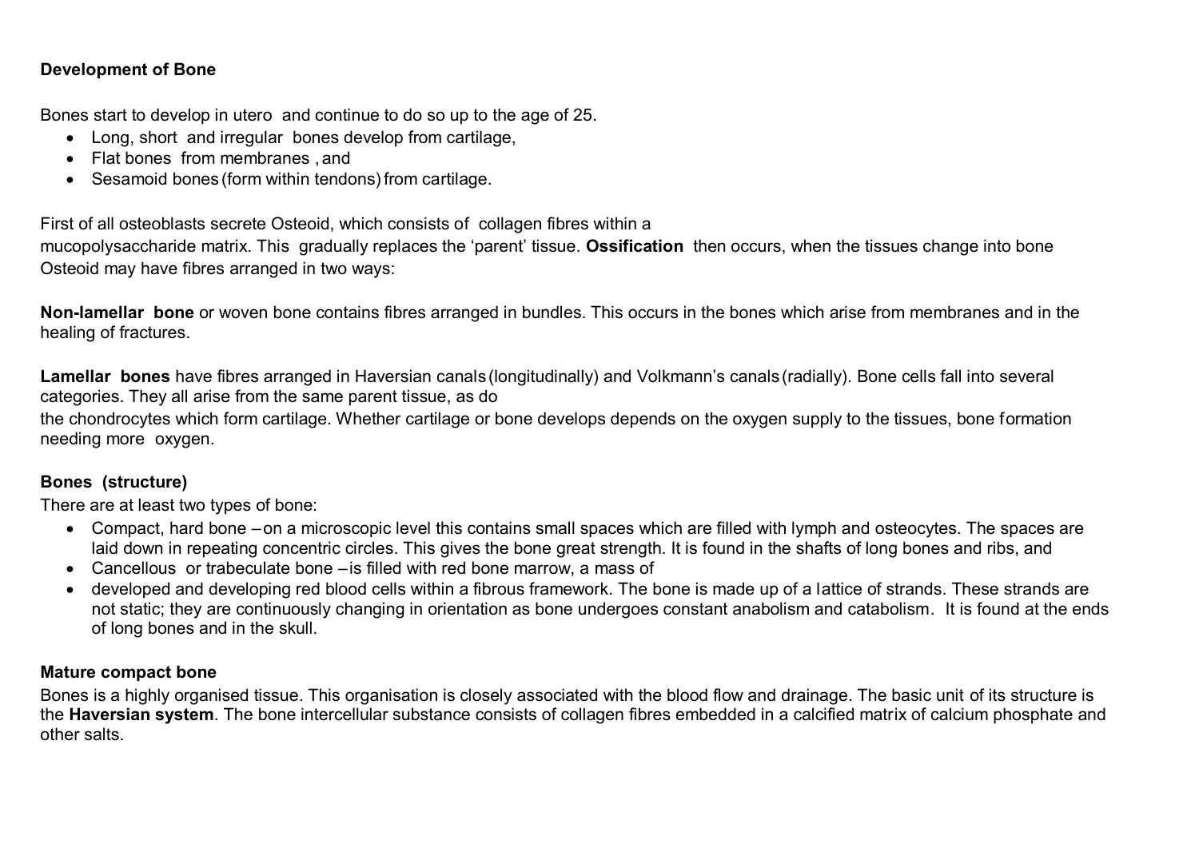**Development of Bone**

Bones start to develop in utero and continue to do so up to the age of 25.

- Long, short and irregular bones develop from cartilage,
- Flat bones from membranes , and
- Sesamoid bones (form within tendons) from cartilage.

First of all osteoblasts secrete Osteoid, which consists of collagen fibres within a mucopolysaccharide matrix. This gradually replaces the 'parent' tissue. **Ossification** then occurs, when the tissues change into bone Osteoid may have fibres arranged in two ways:

**Non-lamellar bone** or woven bone contains fibres arranged in bundles. This occurs in the bones which arise from membranes and in the healing of fractures.

**Lamellar bones** have fibres arranged in Haversian canals (longitudinally) and Volkmann's canals (radially). Bone cells fall into several categories. They all arise from the same parent tissue, as do the chondrocytes which form cartilage. Whether cartilage or bone develops depends on the oxygen supply to the tissues, bone formation needing more oxygen.

**Bones (structure)**

There are at least two types of bone:

- Compact, hard bone – on a microscopic level this contains small spaces which are filled with lymph and osteocytes. The spaces are laid down in repeating concentric circles. This gives the bone great strength. It is found in the shafts of long bones and ribs, and
- Cancellous or trabeculate bone – is filled with red bone marrow, a mass of
- developed and developing red blood cells within a fibrous framework. The bone is made up of a lattice of strands. These strands are not static; they are continuously changing in orientation as bone undergoes constant anabolism and catabolism. It is found at the ends of long bones and in the skull.

**Mature compact bone**

Bones is a highly organised tissue. This organisation is closely associated with the blood flow and drainage. The basic unit of its structure is the **Haversian system**. The bone intercellular substance consists of collagen fibres embedded in a calcified matrix of calcium phosphate and other salts.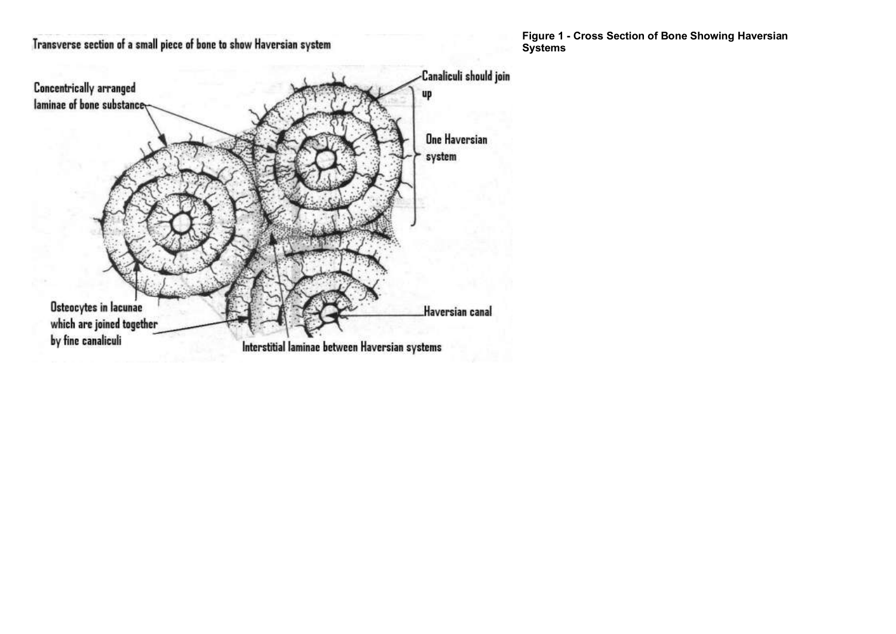Transverse section of a small piece of bone to show Haversian system

Concentrically arranged laminae of bone substance

Canaliculi should join up

One Haversian system

Osteocytes in lacunae which are joined together by fine canaliculi

Haversian canal

Interstitial laminae between Haversian systems

**Figure 1 - Cross Section of Bone Showing Haversian Systems**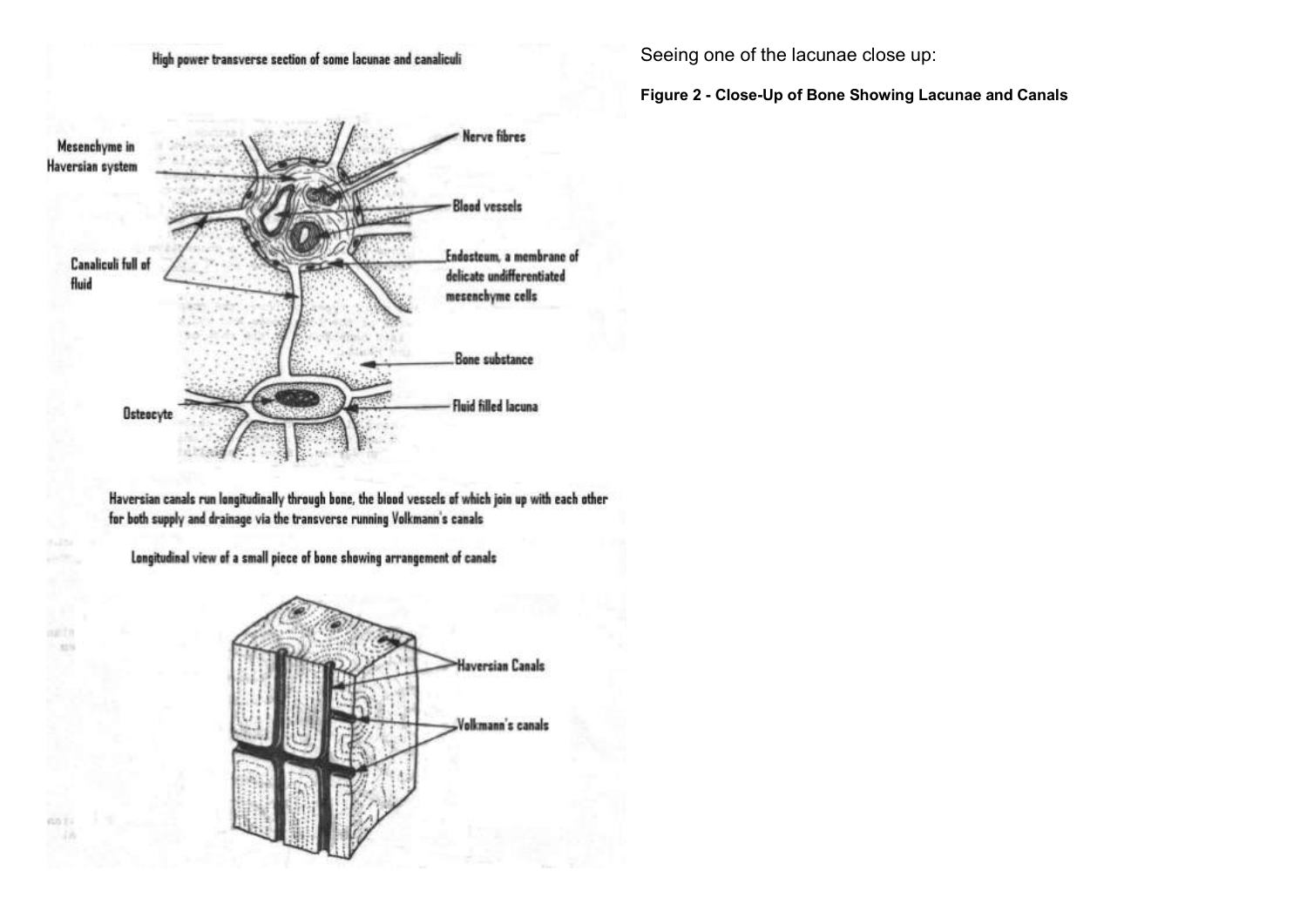Seeing one of the lacunae close up:

**Figure 2 - Close-Up of Bone Showing Lacunae and Canals**

High power transverse section of some lacunae and canaliculi

Haversian canals run longitudinally through bone, the blood vessels of which join up with each other for both supply and drainage via the transverse running Volkmann's canals

Longitudinal view of a small piece of bone showing arrangement of canals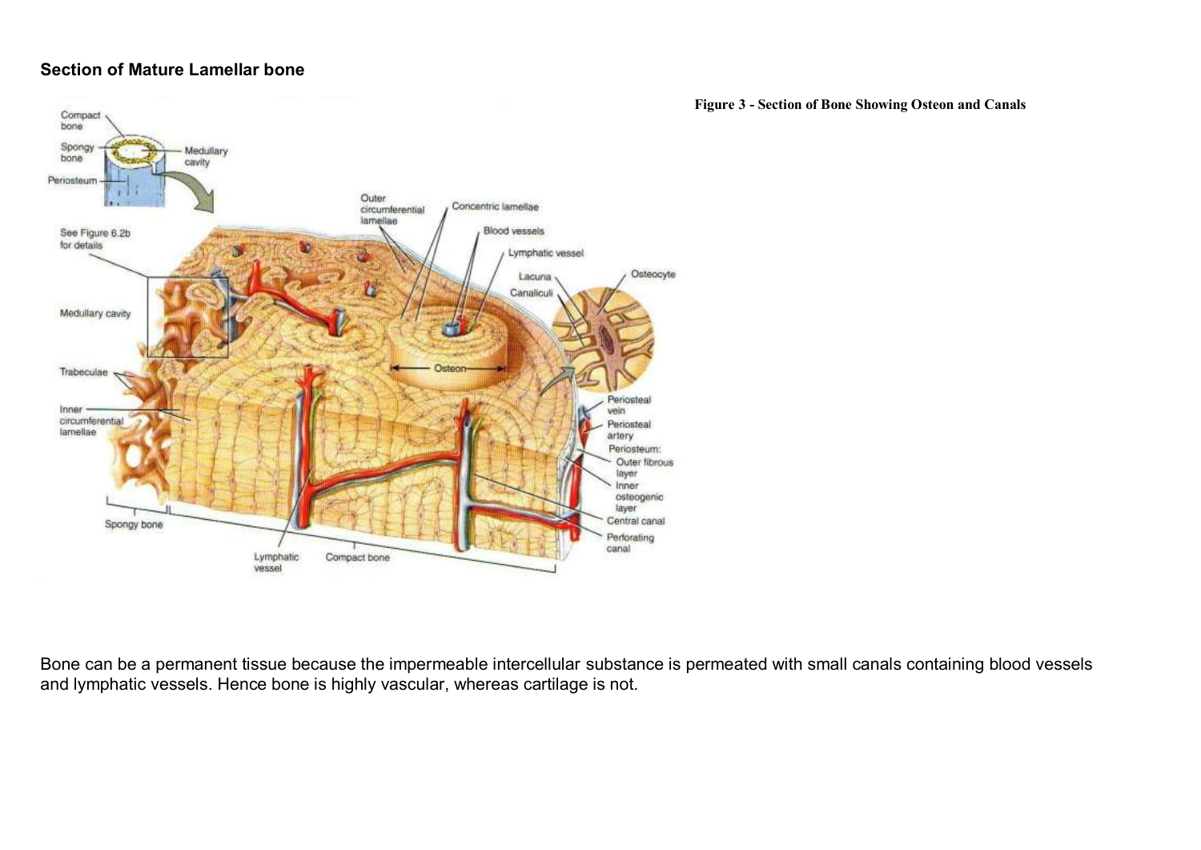**Section of Mature Lamellar bone**

**Figure 3 - Section of Bone Showing Osteon and Canals**

Bone can be a permanent tissue because the impermeable intercellular substance is permeated with small canals containing blood vessels and lymphatic vessels. Hence bone is highly vascular, whereas cartilage is not.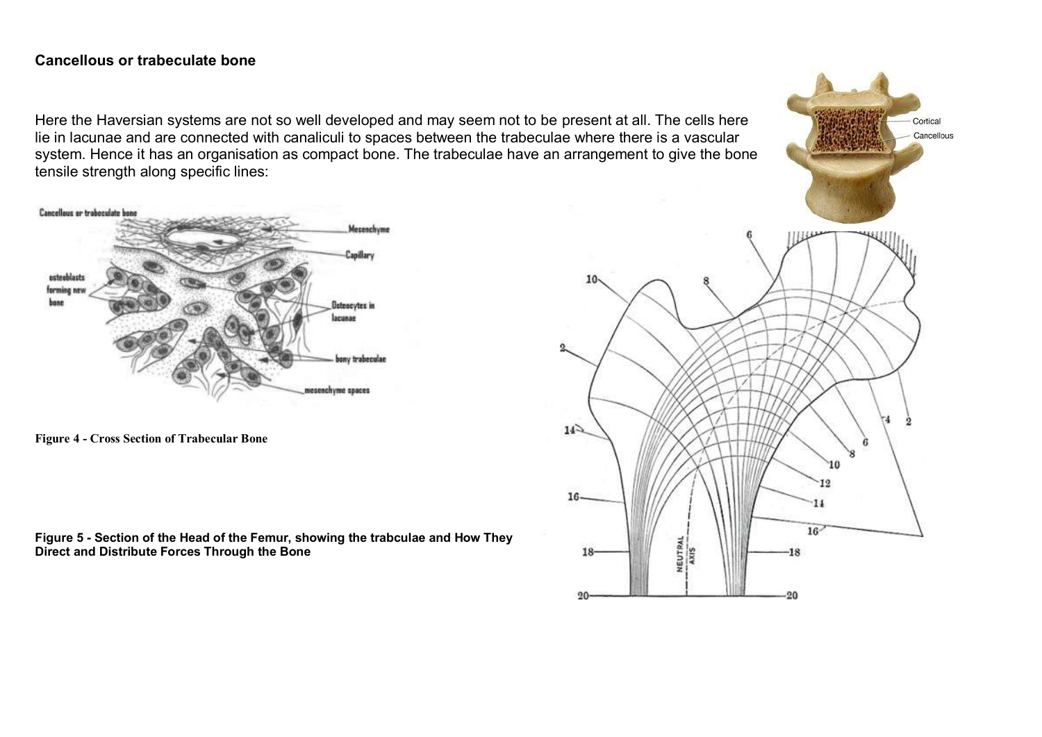**Cancellous or trabeculate bone**

Here the Haversian systems are not so well developed and may seem not to be present at all. The cells here lie in lacunae and are connected with canaliculi to spaces between the trabeculae where there is a vascular system. Hence it has an organisation as compact bone. The trabeculae have an arrangement to give the bone tensile strength along specific lines:

**Figure 4 - Cross Section of Trabecular Bone**

**Figure 5 - Section of the Head of the Femur, showing the trabculae and How They Direct and Distribute Forces Through the Bone**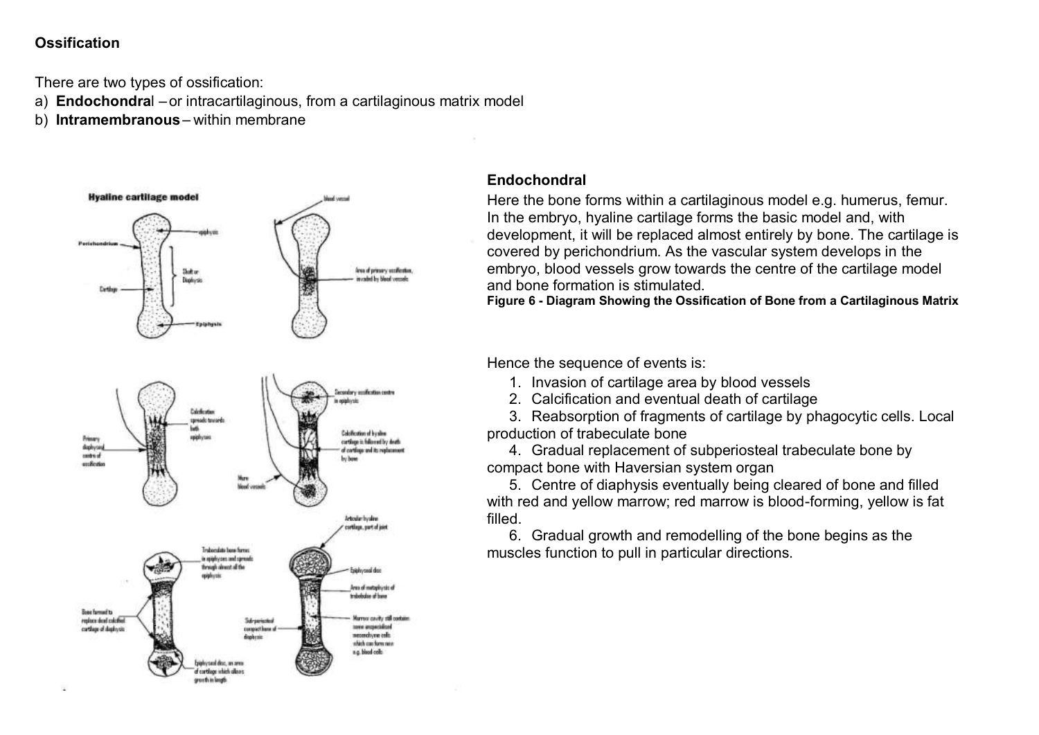**Ossification**

There are two types of ossification:

a) **Endochondral** – or intracartilaginous, from a cartilaginous matrix model
b) **Intramembranous** – within membrane

**Endochondral**

Here the bone forms within a cartilaginous model e.g. humerus, femur. In the embryo, hyaline cartilage forms the basic model and, with development, it will be replaced almost entirely by bone. The cartilage is covered by perichondrium. As the vascular system develops in the embryo, blood vessels grow towards the centre of the cartilage model and bone formation is stimulated.

**Figure 6 - Diagram Showing the Ossification of Bone from a Cartilaginous Matrix**

Hence the sequence of events is:

1. Invasion of cartilage area by blood vessels
2. Calcification and eventual death of cartilage
3. Reabsorption of fragments of cartilage by phagocytic cells. Local production of trabeculate bone
4. Gradual replacement of subperiosteal trabeculate bone by compact bone with Haversian system organ
5. Centre of diaphysis eventually being cleared of bone and filled with red and yellow marrow; red marrow is blood-forming, yellow is fat filled.
6. Gradual growth and remodelling of the bone begins as the muscles function to pull in particular directions.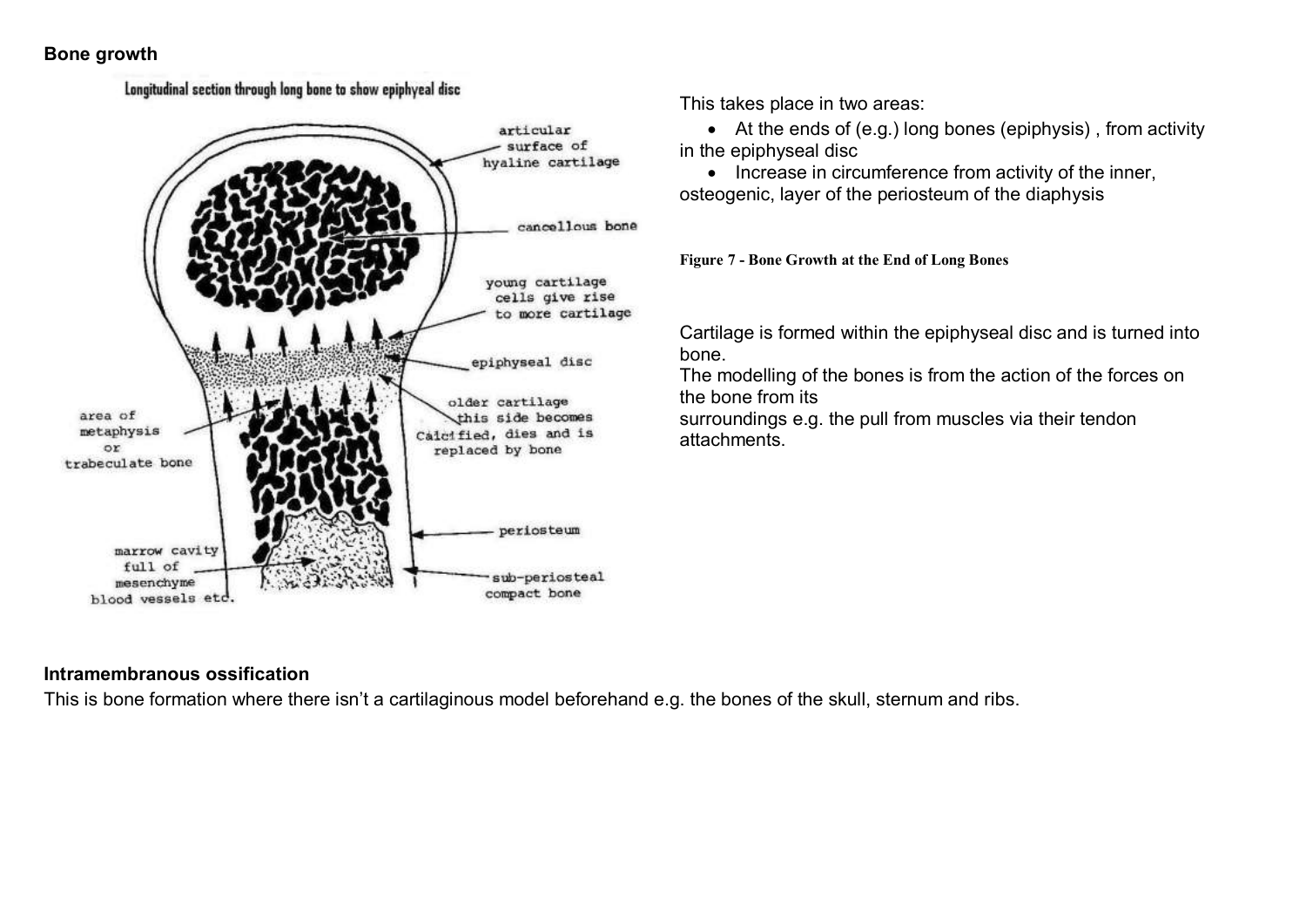## Bone growth

Longitudinal section through long bone to show epiphyseal disc

articular surface of hyaline cartilage

cancellous bone

young cartilage cells give rise to more cartilage

epiphyseal disc

older cartilage this side becomes calcified, dies and is replaced by bone

area of metaphysis or trabeculate bone

periosteum

marrow cavity full of mesenchyme blood vessels etc.

sub-periosteal compact bone

This takes place in two areas:

- At the ends of (e.g.) long bones (epiphysis) , from activity in the epiphyseal disc
- Increase in circumference from activity of the inner, osteogenic, layer of the periosteum of the diaphysis

**Figure 7 - Bone Growth at the End of Long Bones**

Cartilage is formed within the epiphyseal disc and is turned into bone.
The modelling of the bones is from the action of the forces on the bone from its
surroundings e.g. the pull from muscles via their tendon attachments.

### Intramembranous ossification

This is bone formation where there isn't a cartilaginous model beforehand e.g. the bones of the skull, sternum and ribs.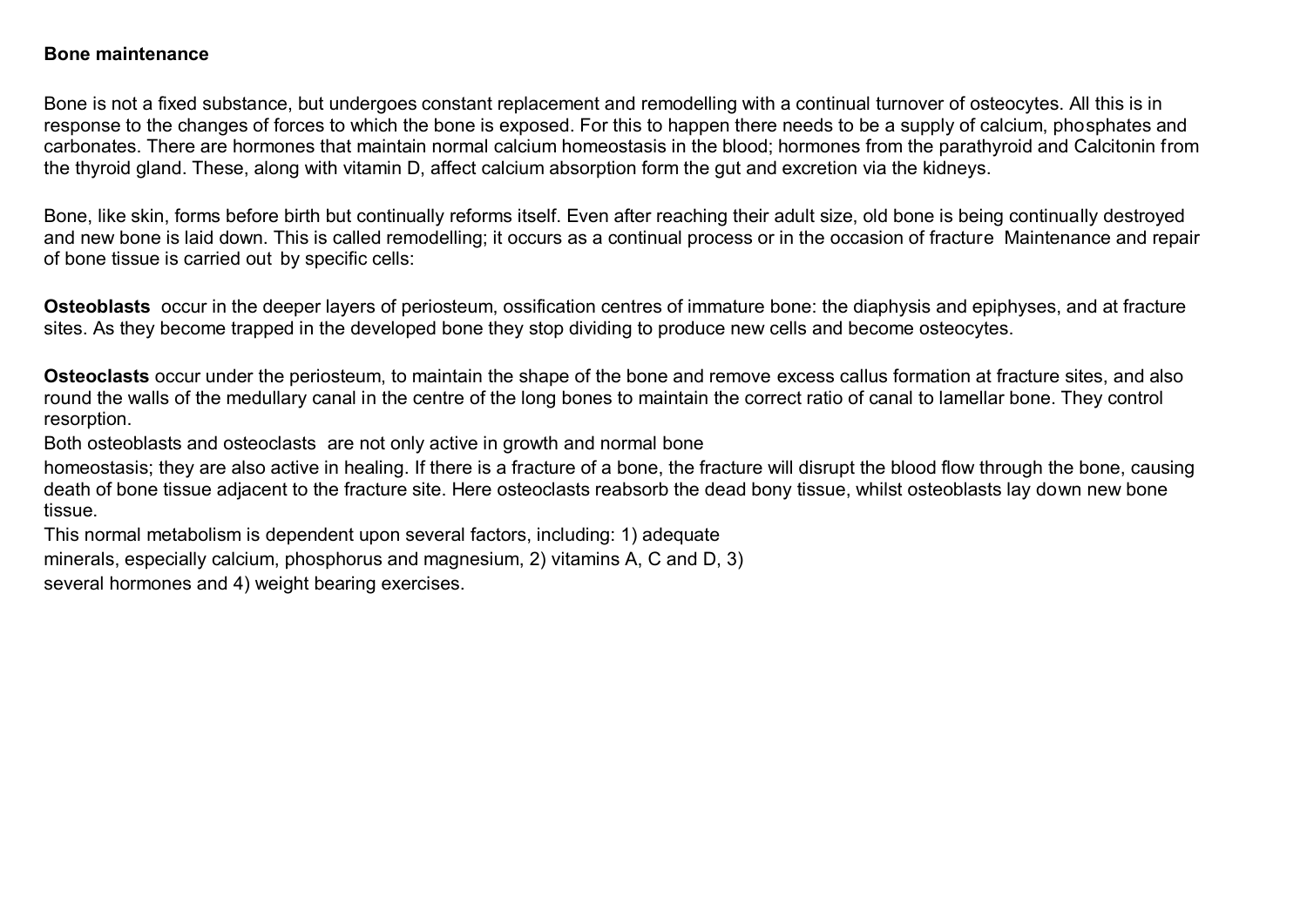**Bone maintenance**

Bone is not a fixed substance, but undergoes constant replacement and remodelling with a continual turnover of osteocytes. All this is in response to the changes of forces to which the bone is exposed. For this to happen there needs to be a supply of calcium, phosphates and carbonates. There are hormones that maintain normal calcium homeostasis in the blood; hormones from the parathyroid and Calcitonin from the thyroid gland. These, along with vitamin D, affect calcium absorption form the gut and excretion via the kidneys.

Bone, like skin, forms before birth but continually reforms itself. Even after reaching their adult size, old bone is being continually destroyed and new bone is laid down. This is called remodelling; it occurs as a continual process or in the occasion of fracture Maintenance and repair of bone tissue is carried out by specific cells:

**Osteoblasts** occur in the deeper layers of periosteum, ossification centres of immature bone: the diaphysis and epiphyses, and at fracture sites. As they become trapped in the developed bone they stop dividing to produce new cells and become osteocytes.

**Osteoclasts** occur under the periosteum, to maintain the shape of the bone and remove excess callus formation at fracture sites, and also round the walls of the medullary canal in the centre of the long bones to maintain the correct ratio of canal to lamellar bone. They control resorption.

Both osteoblasts and osteoclasts are not only active in growth and normal bone homeostasis; they are also active in healing. If there is a fracture of a bone, the fracture will disrupt the blood flow through the bone, causing death of bone tissue adjacent to the fracture site. Here osteoclasts reabsorb the dead bony tissue, whilst osteoblasts lay down new bone tissue.

This normal metabolism is dependent upon several factors, including: 1) adequate minerals, especially calcium, phosphorus and magnesium, 2) vitamins A, C and D, 3) several hormones and 4) weight bearing exercises.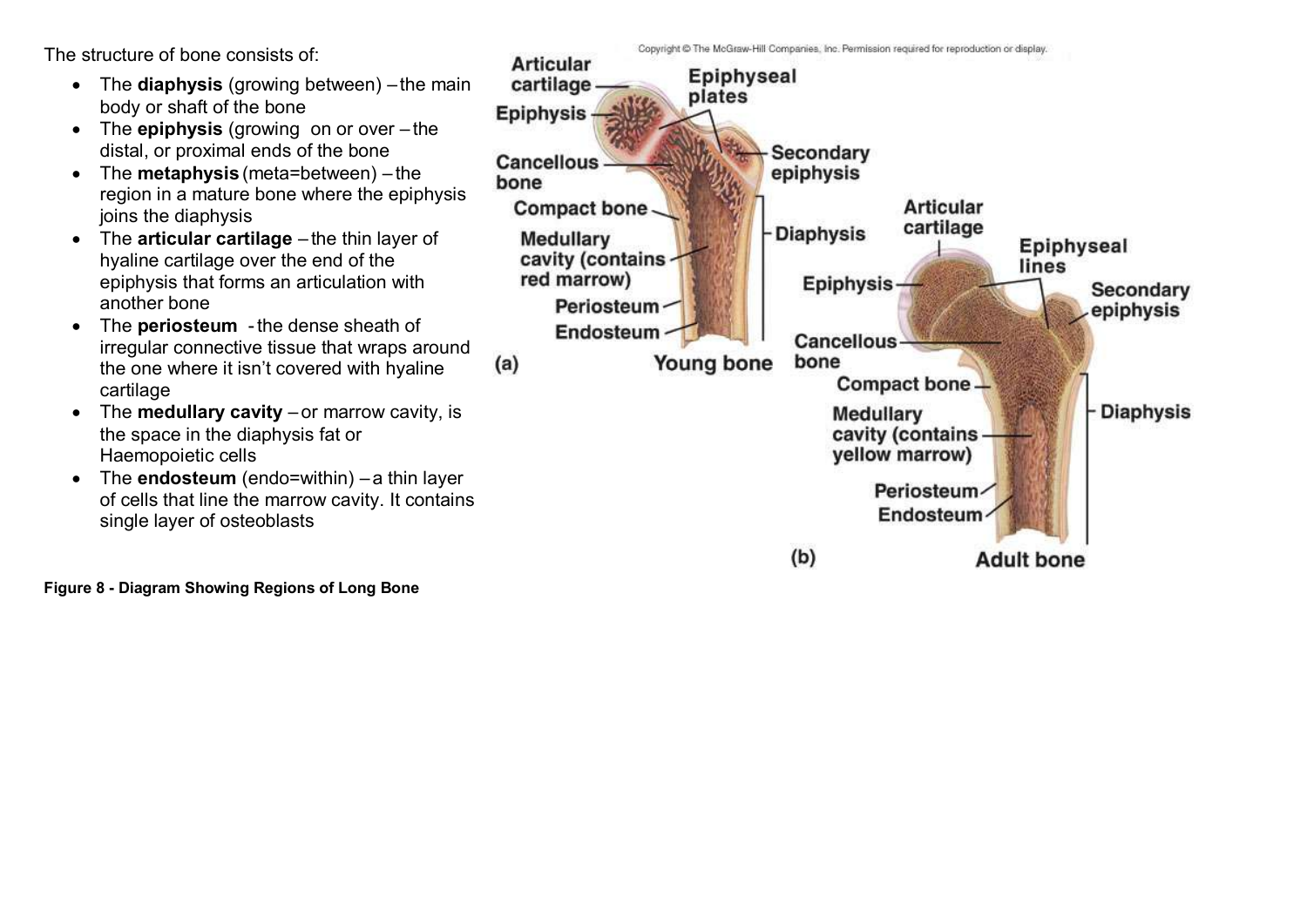The structure of bone consists of:

- The **diaphysis** (growing between) – the main body or shaft of the bone
- The **epiphysis** (growing on or over – the distal, or proximal ends of the bone
- The **metaphysis** (meta=between) – the region in a mature bone where the epiphysis joins the diaphysis
- The **articular cartilage** – the thin layer of hyaline cartilage over the end of the epiphysis that forms an articulation with another bone
- The **periosteum** - the dense sheath of irregular connective tissue that wraps around the one where it isn't covered with hyaline cartilage
- The **medullary cavity** – or marrow cavity, is the space in the diaphysis fat or Haemopoietic cells
- The **endosteum** (endo=within) – a thin layer of cells that line the marrow cavity. It contains single layer of osteoblasts

**Figure 8 - Diagram Showing Regions of Long Bone**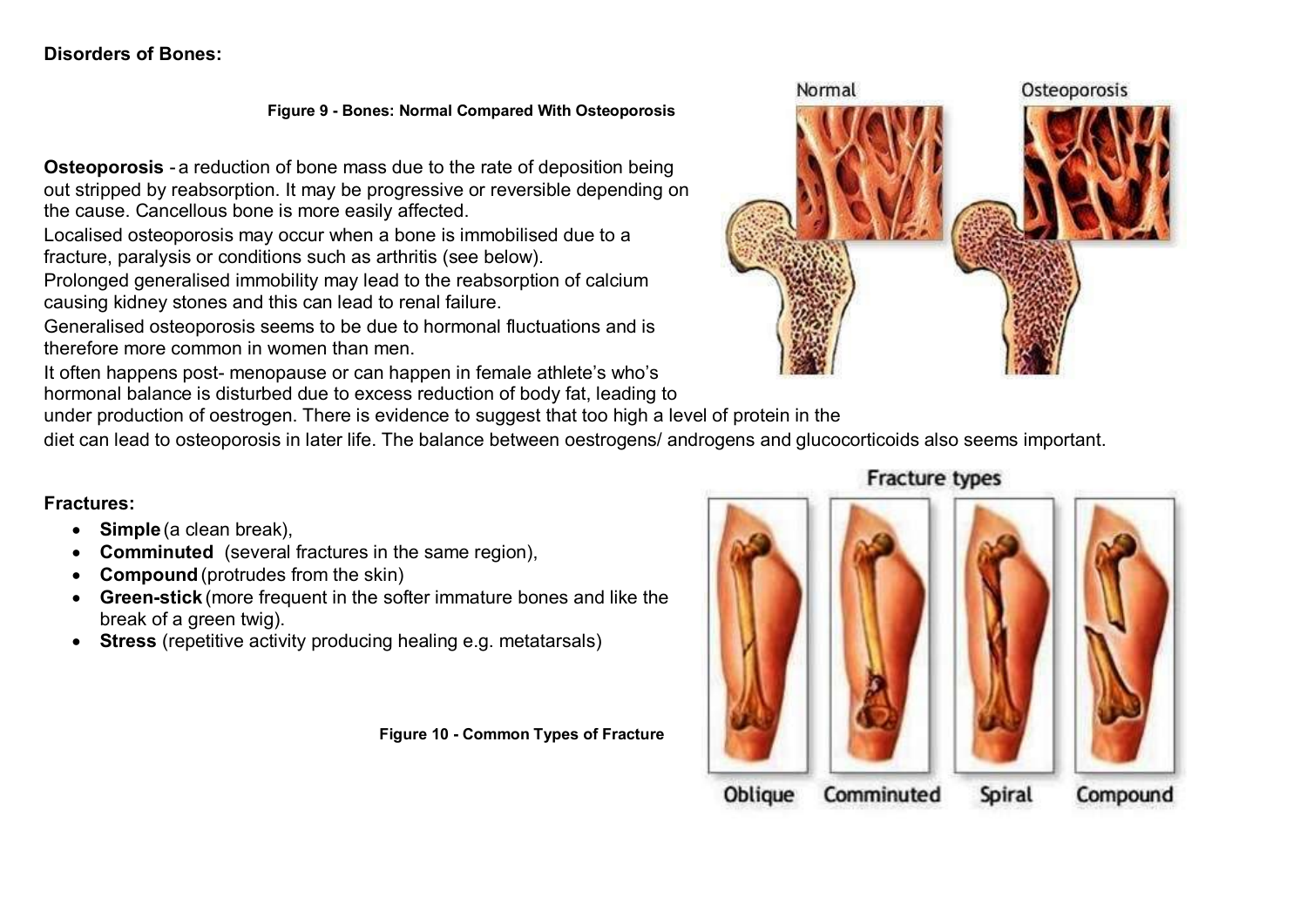**Disorders of Bones:**

**Figure 9 - Bones: Normal Compared With Osteoporosis**

**Osteoporosis** - a reduction of bone mass due to the rate of deposition being out stripped by reabsorption. It may be progressive or reversible depending on the cause. Cancellous bone is more easily affected.

Localised osteoporosis may occur when a bone is immobilised due to a fracture, paralysis or conditions such as arthritis (see below).

Prolonged generalised immobility may lead to the reabsorption of calcium causing kidney stones and this can lead to renal failure.

Generalised osteoporosis seems to be due to hormonal fluctuations and is therefore more common in women than men.

It often happens post- menopause or can happen in female athlete's who's hormonal balance is disturbed due to excess reduction of body fat, leading to under production of oestrogen. There is evidence to suggest that too high a level of protein in the diet can lead to osteoporosis in later life. The balance between oestrogens/ androgens and glucocorticoids also seems important.

**Fractures:**

- **Simple** (a clean break),
- **Comminuted** (several fractures in the same region),
- **Compound** (protrudes from the skin)
- **Green-stick** (more frequent in the softer immature bones and like the break of a green twig).
- **Stress** (repetitive activity producing healing e.g. metatarsals)

**Figure 10 - Common Types of Fracture**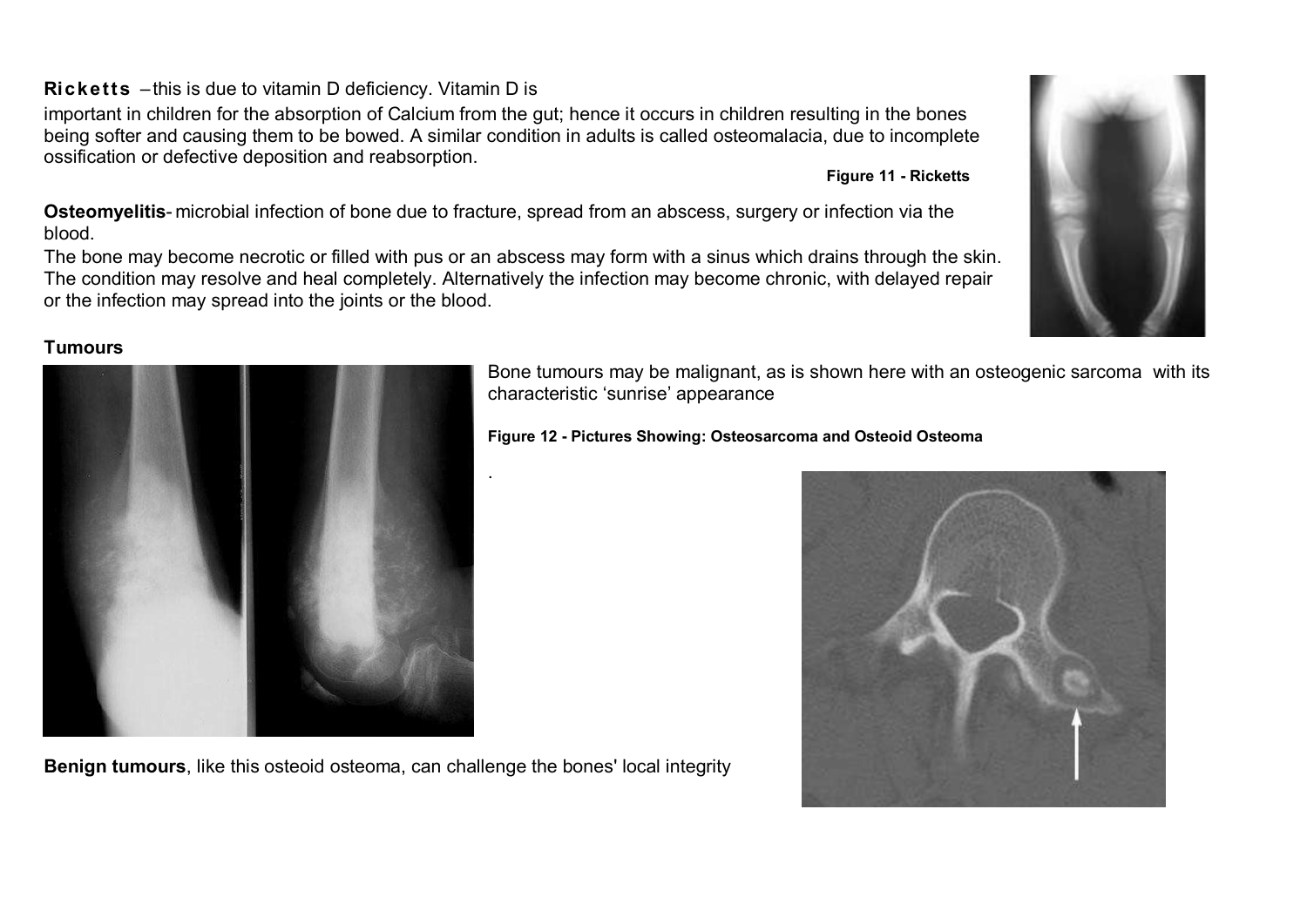**Ricketts** – this is due to vitamin D deficiency. Vitamin D is important in children for the absorption of Calcium from the gut; hence it occurs in children resulting in the bones being softer and causing them to be bowed. A similar condition in adults is called osteomalacia, due to incomplete ossification or defective deposition and reabsorption.

**Figure 11 - Ricketts**

**Osteomyelitis**- microbial infection of bone due to fracture, spread from an abscess, surgery or infection via the blood.

The bone may become necrotic or filled with pus or an abscess may form with a sinus which drains through the skin. The condition may resolve and heal completely. Alternatively the infection may become chronic, with delayed repair or the infection may spread into the joints or the blood.

**Tumours**

Bone tumours may be malignant, as is shown here with an osteogenic sarcoma with its characteristic 'sunrise' appearance

**Figure 12 - Pictures Showing: Osteosarcoma and Osteoid Osteoma**

.

**Benign tumours**, like this osteoid osteoma, can challenge the bones' local integrity